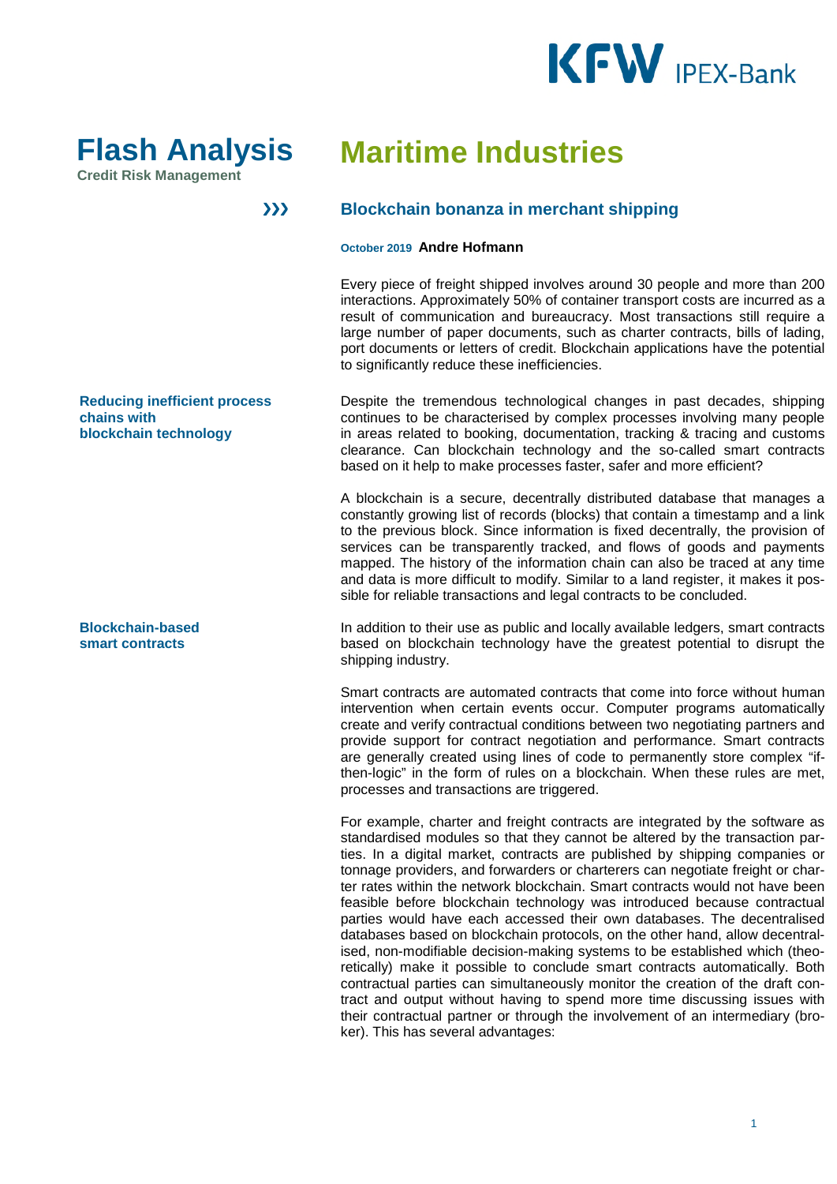# Flash Analysis

**Credit Risk Management**

# Maritime Industries

## Blockchain bonanza in merchant shipping

October 2019 **Andre Hofmann**

Every piece of freight shipped involves around 30 people and more than 200 interactions. Approximately 50% of container transport costs are incurred as a result of communication and bureaucracy. Most transactions still require a large number of paper documents, such as charter contracts, bills of lading, port documents or letters of credit. Blockchain applications have the potential to significantly reduce these inefficiencies.

### Reducing inefficient process chains with blockchain technology

Despite the tremendous technological changes in past decades, shipping continues to be characterised by complex processes involving many people in areas related to booking, documentation, tracking & tracing and customs clearance. Can blockchain technology and the so-called smart contracts based on it help to make processes faster, safer and more efficient?

A blockchain is a secure, decentrally distributed database that manages a constantly growing list of records (blocks) that contain a timestamp and a link to the previous block. Since information is fixed decentrally, the provision of services can be transparently tracked, and flows of goods and payments mapped. The history of the information chain can also be traced at any time and data is more difficult to modify. Similar to a land register, it makes it possible for reliable transactions and legal contracts to be concluded.

### Blockchain-based smart contracts

In addition to their use as public and locally available ledgers, smart contracts based on blockchain technology have the greatest potential to disrupt the shipping industry.

Smart contracts are automated contracts that come into force without human intervention when certain events occur. Computer programs automatically create and verify contractual conditions between two negotiating partners and provide support for contract negotiation and performance. Smart contracts are generally created using lines of code to permanently store complex "if-then-logic" in the form of rules on a blockchain. When these rules are met, processes and transactions are triggered.

For example, charter and freight contracts are integrated by the software as standardised modules so that they cannot be altered by the transaction parties. In a digital market, contracts are published by shipping companies or tonnage providers, and forwarders or charterers can negotiate freight or charter rates within the network blockchain. Smart contracts would not have been feasible before blockchain technology was introduced because contractual parties would have each accessed their own databases. The decentralised databases based on blockchain protocols, on the other hand, allow decentralised, non-modifiable decision-making systems to be established which (theoretically) make it possible to conclude smart contracts automatically. Both contractual parties can simultaneously monitor the creation of the draft contract and output without having to spend more time discussing issues with their contractual partner or through the involvement of an intermediary (broker). This has several advantages: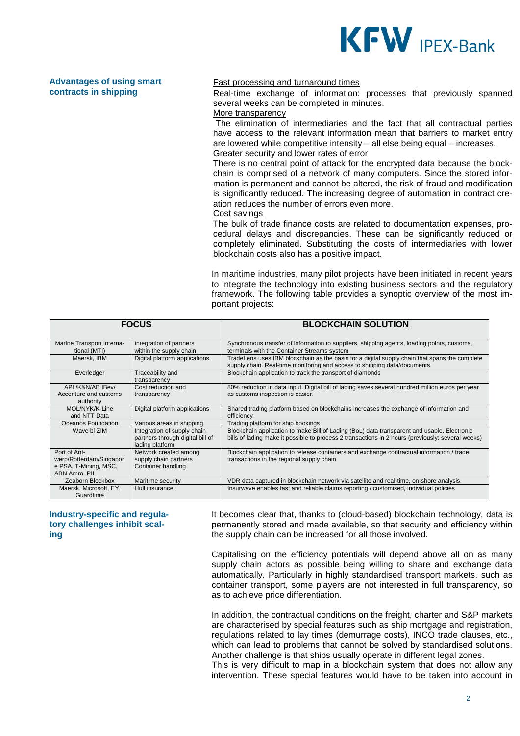## Advantages of using smart contracts in shipping

Fast processing and turnaround times

Real-time exchange of information: processes that previously spanned several weeks can be completed in minutes.

More transparency

The elimination of intermediaries and the fact that all contractual parties have access to the relevant information mean that barriers to market entry are lowered while competitive intensity – all else being equal – increases.

Greater security and lower rates of error

There is no central point of attack for the encrypted data because the blockchain is comprised of a network of many computers. Since the stored information is permanent and cannot be altered, the risk of fraud and modification is significantly reduced. The increasing degree of automation in contract creation reduces the number of errors even more.

Cost savings

The bulk of trade finance costs are related to documentation expenses, procedural delays and discrepancies. These can be significantly reduced or completely eliminated. Substituting the costs of intermediaries with lower blockchain costs also has a positive impact.

In maritime industries, many pilot projects have been initiated in recent years to integrate the technology into existing business sectors and the regulatory framework. The following table provides a synoptic overview of the most important projects:

| FOCUS | | BLOCKCHAIN SOLUTION |
|---|---|---|
| Marine Transport International (MTI) | Integration of partners within the supply chain | Synchronous transfer of information to suppliers, shipping agents, loading points, customs, terminals with the Container Streams system |
| Maersk, IBM | Digital platform applications | TradeLens uses IBM blockchain as the basis for a digital supply chain that spans the complete supply chain. Real-time monitoring and access to shipping data/documents. |
| Everledger | Traceability and transparency | Blockchain application to track the transport of diamonds |
| APL/K&N/AB IBev/ Accenture and customs authority | Cost reduction and transparency | 80% reduction in data input. Digital bill of lading saves several hundred million euros per year as customs inspection is easier. |
| MOL/NYK/K-Line and NTT Data | Digital platform applications | Shared trading platform based on blockchains increases the exchange of information and efficiency |
| Oceanos Foundation | Various areas in shipping | Trading platform for ship bookings |
| Wave bl ZIM | Integration of supply chain partners through digital bill of lading platform | Blockchain application to make Bill of Lading (BoL) data transparent and usable. Electronic bills of lading make it possible to process 2 transactions in 2 hours (previously: several weeks) |
| Port of Antwerp/Rotterdam/Singapore PSA, T-Mining, MSC, ABN Amro, PIL | Network created among supply chain partners Container handling | Blockchain application to release containers and exchange contractual information / trade transactions in the regional supply chain |
| Zeaborn Blockbox | Maritime security | VDR data captured in blockchain network via satellite and real-time, on-shore analysis. |
| Maersk, Microsoft, EY, Guardtime | Hull insurance | Insurwave enables fast and reliable claims reporting / customised, individual policies |

## Industry-specific and regulatory challenges inhibit scaling

It becomes clear that, thanks to (cloud-based) blockchain technology, data is permanently stored and made available, so that security and efficiency within the supply chain can be increased for all those involved.

Capitalising on the efficiency potentials will depend above all on as many supply chain actors as possible being willing to share and exchange data automatically. Particularly in highly standardised transport markets, such as container transport, some players are not interested in full transparency, so as to achieve price differentiation.

In addition, the contractual conditions on the freight, charter and S&P markets are characterised by special features such as ship mortgage and registration, regulations related to lay times (demurrage costs), INCO trade clauses, etc., which can lead to problems that cannot be solved by standardised solutions. Another challenge is that ships usually operate in different legal zones.

This is very difficult to map in a blockchain system that does not allow any intervention. These special features would have to be taken into account in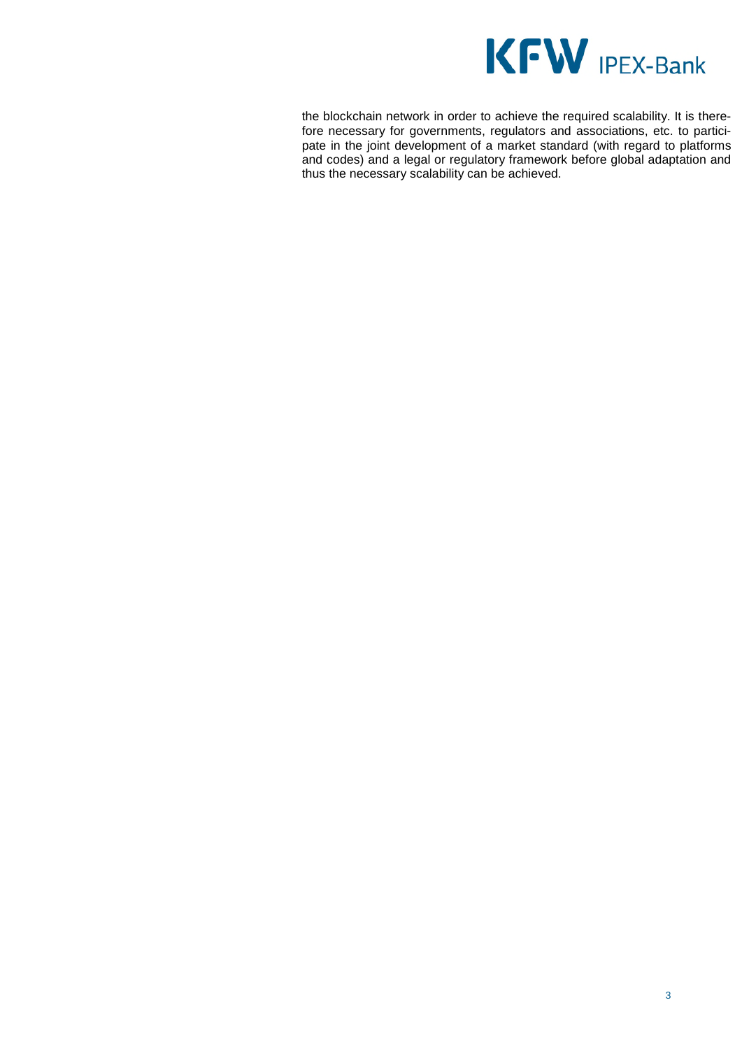the blockchain network in order to achieve the required scalability. It is therefore necessary for governments, regulators and associations, etc. to participate in the joint development of a market standard (with regard to platforms and codes) and a legal or regulatory framework before global adaptation and thus the necessary scalability can be achieved.